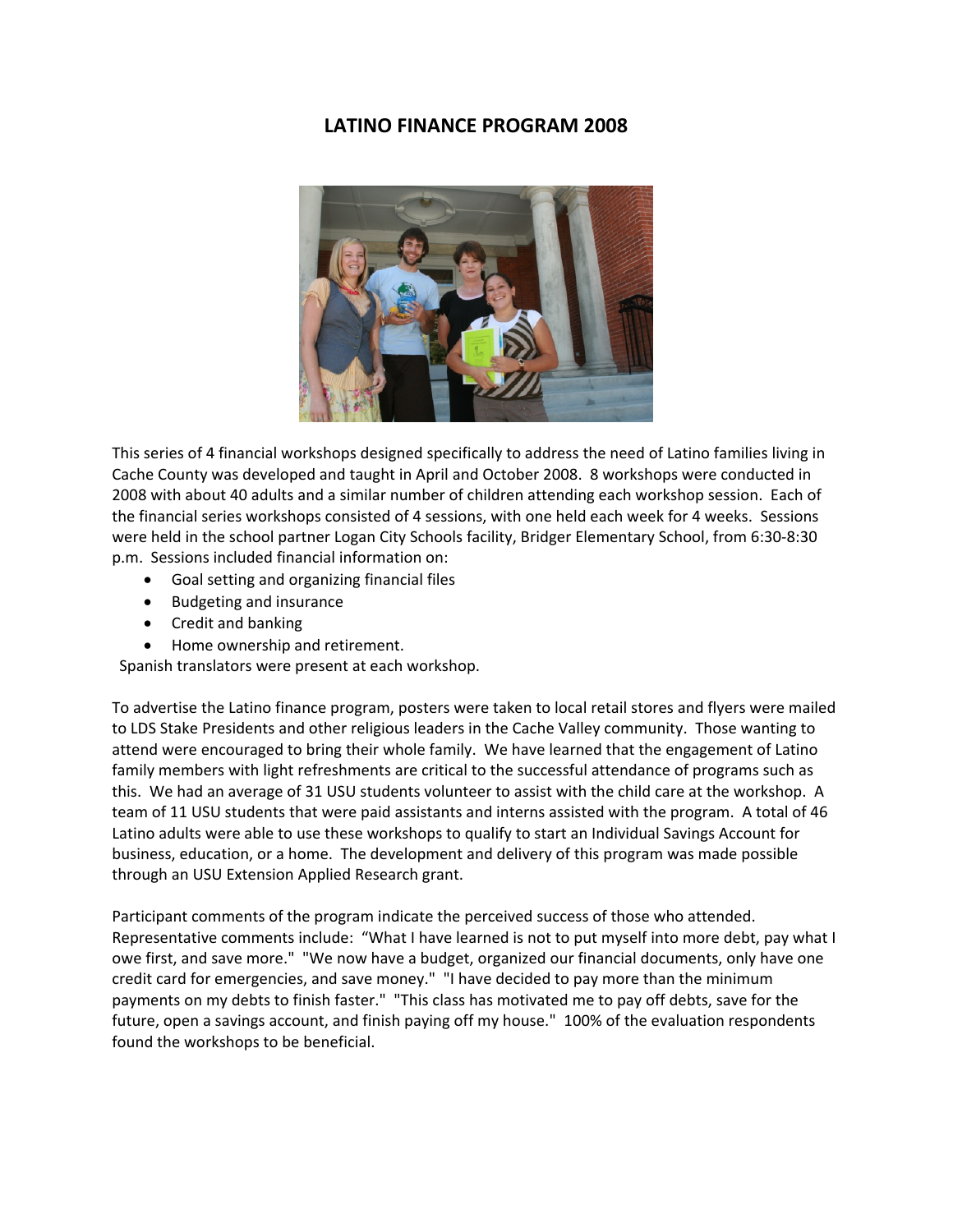# LATINO FINANCE PROGRAM 2008

This series of 4 financial workshops designed specifically to address the need of Latino families living in Cache County was developed and taught in April and October 2008. 8 workshops were conducted in 2008 with about 40 adults and a similar number of children attending each workshop session. Each of the financial series workshops consisted of 4 sessions, with one held each week for 4 weeks. Sessions were held in the school partner Logan City Schools facility, Bridger Elementary School, from 6:30-8:30 p.m. Sessions included financial information on:

- Goal setting and organizing financial files
- Budgeting and insurance
- Credit and banking
- Home ownership and retirement.

Spanish translators were present at each workshop.

To advertise the Latino finance program, posters were taken to local retail stores and flyers were mailed to LDS Stake Presidents and other religious leaders in the Cache Valley community. Those wanting to attend were encouraged to bring their whole family. We have learned that the engagement of Latino family members with light refreshments are critical to the successful attendance of programs such as this. We had an average of 31 USU students volunteer to assist with the child care at the workshop. A team of 11 USU students that were paid assistants and interns assisted with the program. A total of 46 Latino adults were able to use these workshops to qualify to start an Individual Savings Account for business, education, or a home. The development and delivery of this program was made possible through an USU Extension Applied Research grant.

Participant comments of the program indicate the perceived success of those who attended. Representative comments include: "What I have learned is not to put myself into more debt, pay what I owe first, and save more." "We now have a budget, organized our financial documents, only have one credit card for emergencies, and save money." "I have decided to pay more than the minimum payments on my debts to finish faster." "This class has motivated me to pay off debts, save for the future, open a savings account, and finish paying off my house." 100% of the evaluation respondents found the workshops to be beneficial.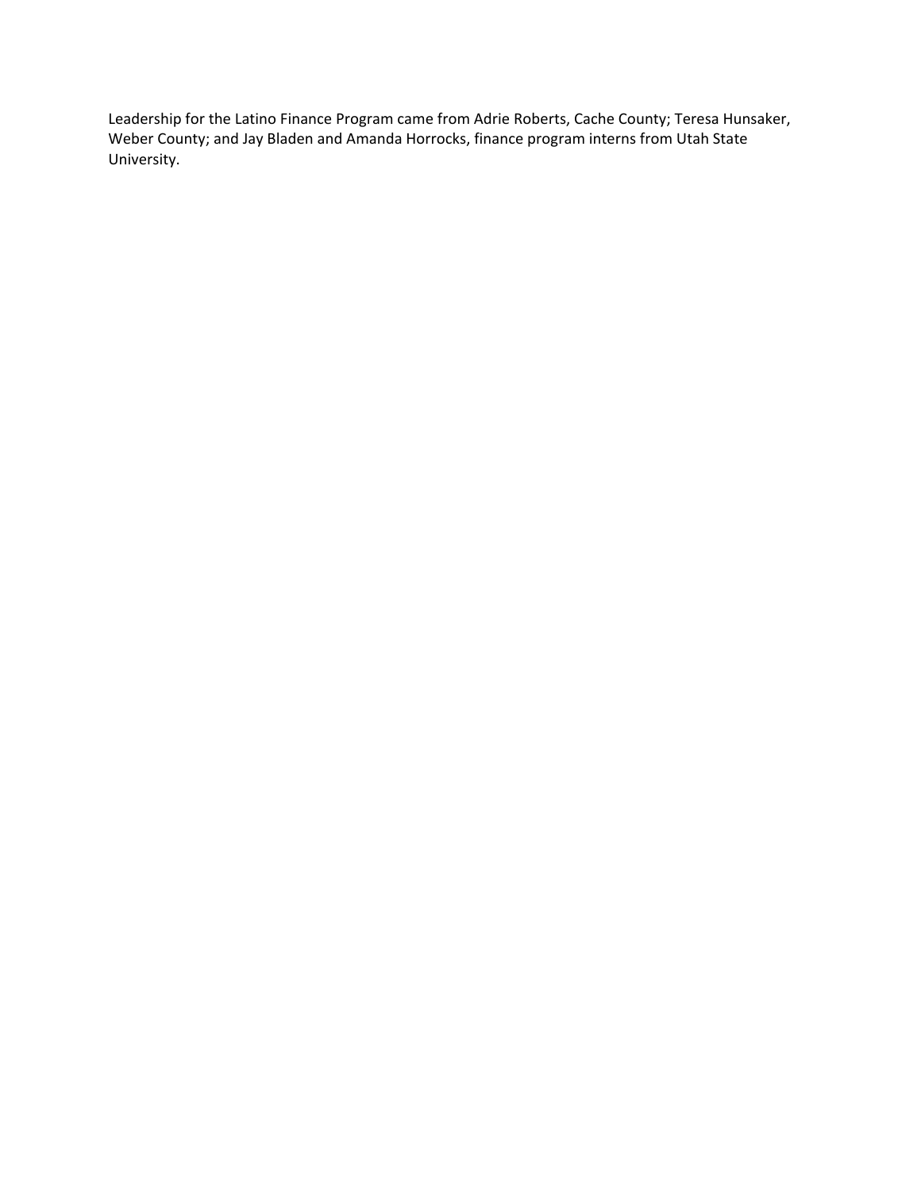Leadership for the Latino Finance Program came from Adrie Roberts, Cache County; Teresa Hunsaker, Weber County; and Jay Bladen and Amanda Horrocks, finance program interns from Utah State University.